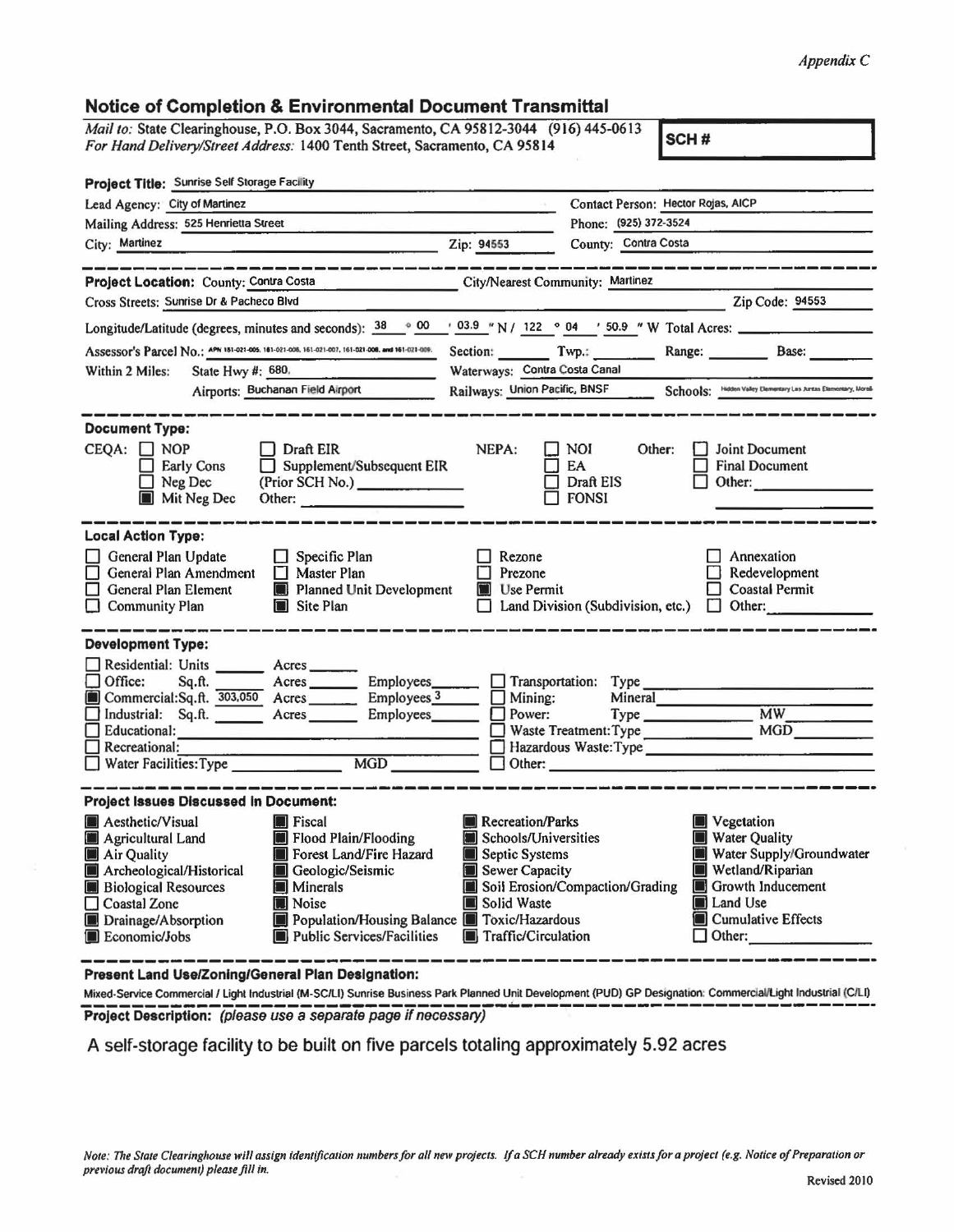*Appendix C*

## Notice of Completion & Environmental Document Transmittal

*Mail to:* State Clearinghouse, P.O. Box 3044, Sacramento, CA 95812-3044 (916) 445-0613
*For Hand Delivery/Street Address:* 1400 Tenth Street, Sacramento, CA 95814

**SCH #**

**Project Title:** Sunrise Self Storage Facility

Lead Agency: City of Martinez
Contact Person: Hector Rojas, AICP

Mailing Address: 525 Henrietta Street
Phone: (925) 372-3524

City: Martinez Zip: 94553 County: Contra Costa

**Project Location:** County: Contra Costa City/Nearest Community: Martinez

Cross Streets: Sunrise Dr & Pacheco Blvd Zip Code: 94553

Longitude/Latitude (degrees, minutes and seconds): 38 ° 00 ' 03.9 " N / 122 ° 04 ' 50.9 " W Total Acres:

Assessor's Parcel No.: APN 161-021-005, 161-021-006, 161-021-007, 161-021-008, and 161-021-009. Section: Twp.: Range: Base:

Within 2 Miles: State Hwy #: 680, Waterways: Contra Costa Canal

Airports: Buchanan Field Airport Railways: Union Pacific, BNSF Schools: Hidden Valley Elementary Las Juntas Elementary, Morell

**Document Type:**

CEQA:
- ☐ NOP
- ☐ Early Cons
- ☐ Neg Dec
- ■ Mit Neg Dec
- ☐ Draft EIR
- ☐ Supplement/Subsequent EIR (Prior SCH No.)
- Other:

NEPA:
- ☐ NOI
- ☐ EA
- ☐ Draft EIS
- ☐ FONSI

Other:
- ☐ Joint Document
- ☐ Final Document
- ☐ Other:

**Local Action Type:**

- ☐ General Plan Update
- ☐ General Plan Amendment
- ☐ General Plan Element
- ☐ Community Plan
- ☐ Specific Plan
- ☐ Master Plan
- ■ Planned Unit Development
- ■ Site Plan
- ☐ Rezone
- ☐ Prezone
- ■ Use Permit
- ☐ Land Division (Subdivision, etc.)
- ☐ Annexation
- ☐ Redevelopment
- ☐ Coastal Permit
- ☐ Other:

**Development Type:**

- ☐ Residential: Units ____ Acres ____
- ☐ Office: Sq.ft. ____ Acres ____ Employees ____
- ■ Commercial: Sq.ft. 303,050 Acres ____ Employees 3
- ☐ Industrial: Sq.ft. ____ Acres ____ Employees ____
- ☐ Educational:
- ☐ Recreational:
- ☐ Water Facilities: Type ____ MGD ____
- ☐ Transportation: Type
- ☐ Mining: Mineral
- ☐ Power: Type ____ MW
- ☐ Waste Treatment: Type ____ MGD
- ☐ Hazardous Waste: Type
- ☐ Other:

**Project Issues Discussed in Document:**

- ■ Aesthetic/Visual
- ■ Agricultural Land
- ■ Air Quality
- ■ Archeological/Historical
- ■ Biological Resources
- ☐ Coastal Zone
- ■ Drainage/Absorption
- ■ Economic/Jobs
- ■ Fiscal
- ■ Flood Plain/Flooding
- ■ Forest Land/Fire Hazard
- ■ Geologic/Seismic
- ■ Minerals
- ■ Noise
- ■ Population/Housing Balance
- ■ Public Services/Facilities
- ■ Recreation/Parks
- ■ Schools/Universities
- ■ Septic Systems
- ■ Sewer Capacity
- ■ Soil Erosion/Compaction/Grading
- ■ Solid Waste
- ■ Toxic/Hazardous
- ■ Traffic/Circulation
- ■ Vegetation
- ■ Water Quality
- ■ Water Supply/Groundwater
- ■ Wetland/Riparian
- ■ Growth Inducement
- ■ Land Use
- ■ Cumulative Effects
- ☐ Other:

**Present Land Use/Zoning/General Plan Designation:**

Mixed-Service Commercial / Light Industrial (M-SC/LI) Sunrise Business Park Planned Unit Development (PUD) GP Designation: Commercial/Light Industrial (C/LI)

**Project Description:** *(please use a separate page if necessary)*

A self-storage facility to be built on five parcels totaling approximately 5.92 acres

*Note: The State Clearinghouse will assign identification numbers for all new projects. If a SCH number already exists for a project (e.g. Notice of Preparation or previous draft document) please fill in.*

Revised 2010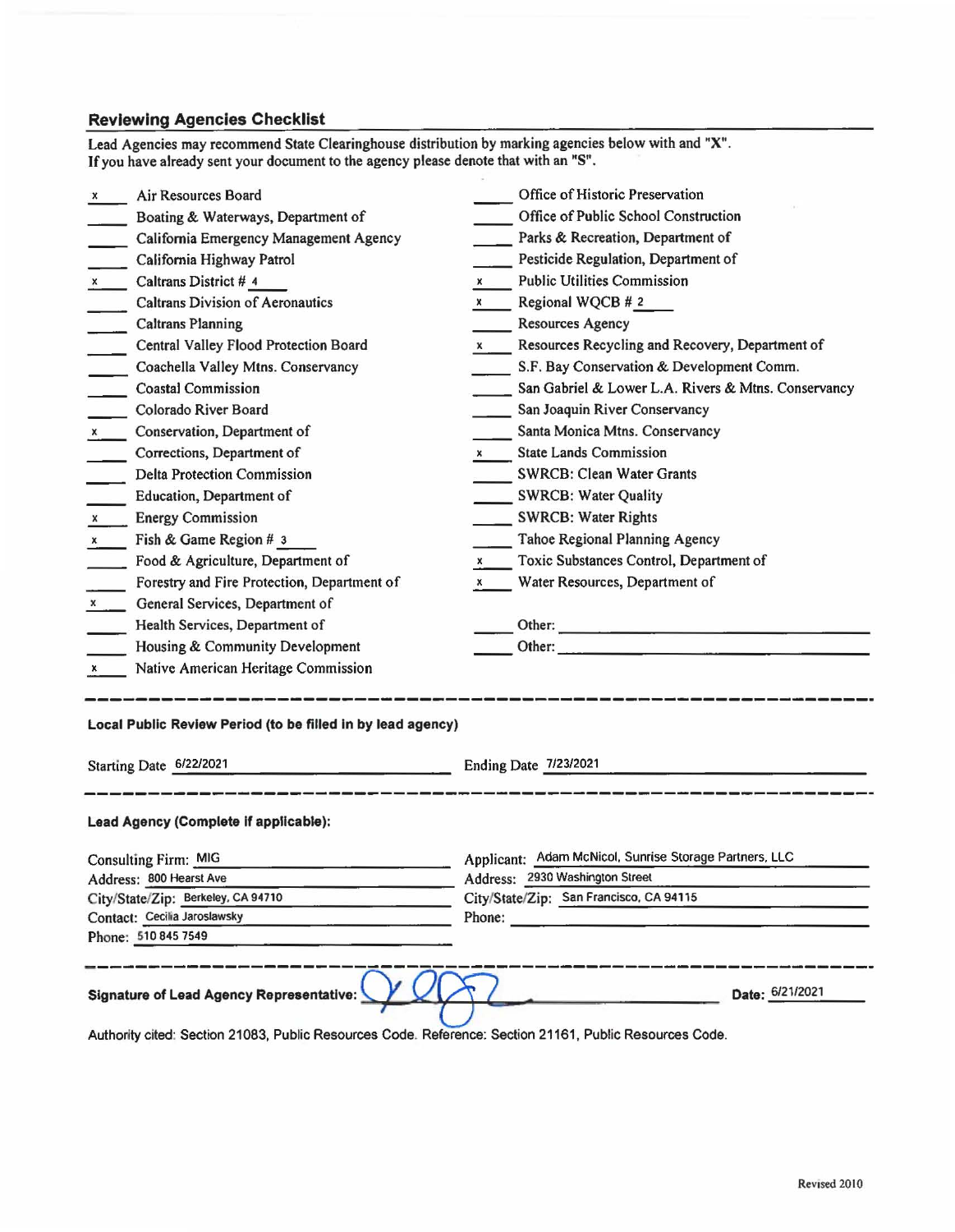## Reviewing Agencies Checklist

Lead Agencies may recommend State Clearinghouse distribution by marking agencies below with and "X".
If you have already sent your document to the agency please denote that with an "S".

| | | | |
|---|---|---|---|
| x | Air Resources Board | | Office of Historic Preservation |
| | Boating & Waterways, Department of | | Office of Public School Construction |
| | California Emergency Management Agency | | Parks & Recreation, Department of |
| | California Highway Patrol | | Pesticide Regulation, Department of |
| x | Caltrans District # 4 | x | Public Utilities Commission |
| | Caltrans Division of Aeronautics | x | Regional WQCB # 2 |
| | Caltrans Planning | | Resources Agency |
| | Central Valley Flood Protection Board | x | Resources Recycling and Recovery, Department of |
| | Coachella Valley Mtns. Conservancy | | S.F. Bay Conservation & Development Comm. |
| | Coastal Commission | | San Gabriel & Lower L.A. Rivers & Mtns. Conservancy |
| | Colorado River Board | | San Joaquin River Conservancy |
| x | Conservation, Department of | | Santa Monica Mtns. Conservancy |
| | Corrections, Department of | x | State Lands Commission |
| | Delta Protection Commission | | SWRCB: Clean Water Grants |
| | Education, Department of | | SWRCB: Water Quality |
| x | Energy Commission | | SWRCB: Water Rights |
| x | Fish & Game Region # 3 | | Tahoe Regional Planning Agency |
| | Food & Agriculture, Department of | x | Toxic Substances Control, Department of |
| | Forestry and Fire Protection, Department of | x | Water Resources, Department of |
| x | General Services, Department of | | |
| | Health Services, Department of | | Other: |
| | Housing & Community Development | | Other: |
| x | Native American Heritage Commission | | |

---

**Local Public Review Period (to be filled in by lead agency)**

Starting Date 6/22/2021 Ending Date 7/23/2021

---

**Lead Agency (Complete if applicable):**

| | |
|---|---|
| Consulting Firm: MIG | Applicant: Adam McNicol, Sunrise Storage Partners, LLC |
| Address: 800 Hearst Ave | Address: 2930 Washington Street |
| City/State/Zip: Berkeley, CA 94710 | City/State/Zip: San Francisco, CA 94115 |
| Contact: Cecilia Jaroslawsky | Phone: |
| Phone: 510 845 7549 | |

---

**Signature of Lead Agency Representative:** **Date:** 6/21/2021

Authority cited: Section 21083, Public Resources Code. Reference: Section 21161, Public Resources Code.

Revised 2010